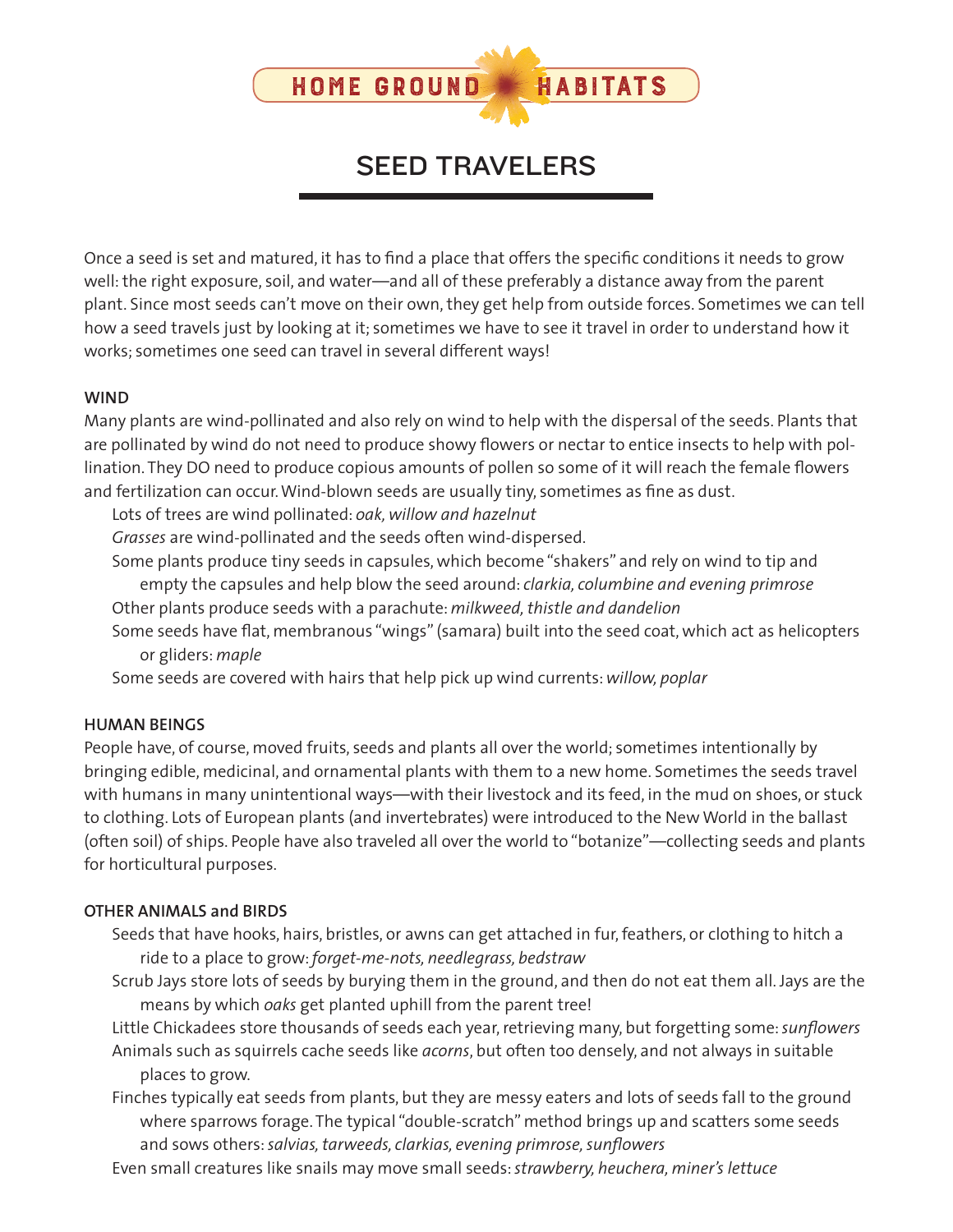HOME GROUND HABITATS

# SEED TRAVELERS

Once a seed is set and matured, it has to find a place that offers the specific conditions it needs to grow well: the right exposure, soil, and water—and all of these preferably a distance away from the parent plant. Since most seeds can't move on their own, they get help from outside forces. Sometimes we can tell how a seed travels just by looking at it; sometimes we have to see it travel in order to understand how it works; sometimes one seed can travel in several different ways!

### WIND

Many plants are wind-pollinated and also rely on wind to help with the dispersal of the seeds. Plants that are pollinated by wind do not need to produce showy flowers or nectar to entice insects to help with pollination. They DO need to produce copious amounts of pollen so some of it will reach the female flowers and fertilization can occur. Wind-blown seeds are usually tiny, sometimes as fine as dust.

Lots of trees are wind pollinated: *oak, willow and hazelnut*

*Grasses* are wind-pollinated and the seeds often wind-dispersed.

Some plants produce tiny seeds in capsules, which become "shakers" and rely on wind to tip and empty the capsules and help blow the seed around: *clarkia, columbine and evening primrose*

Other plants produce seeds with a parachute: *milkweed, thistle and dandelion*

Some seeds have flat, membranous "wings" (samara) built into the seed coat, which act as helicopters or gliders: *maple*

Some seeds are covered with hairs that help pick up wind currents: *willow, poplar*

### HUMAN BEINGS

People have, of course, moved fruits, seeds and plants all over the world; sometimes intentionally by bringing edible, medicinal, and ornamental plants with them to a new home. Sometimes the seeds travel with humans in many unintentional ways—with their livestock and its feed, in the mud on shoes, or stuck to clothing. Lots of European plants (and invertebrates) were introduced to the New World in the ballast (often soil) of ships. People have also traveled all over the world to "botanize"—collecting seeds and plants for horticultural purposes.

### OTHER ANIMALS and BIRDS

Seeds that have hooks, hairs, bristles, or awns can get attached in fur, feathers, or clothing to hitch a ride to a place to grow: *forget-me-nots, needlegrass, bedstraw*

Scrub Jays store lots of seeds by burying them in the ground, and then do not eat them all. Jays are the means by which *oaks* get planted uphill from the parent tree!

Little Chickadees store thousands of seeds each year, retrieving many, but forgetting some: *sunflowers*

Animals such as squirrels cache seeds like *acorns*, but often too densely, and not always in suitable places to grow.

Finches typically eat seeds from plants, but they are messy eaters and lots of seeds fall to the ground where sparrows forage. The typical "double-scratch" method brings up and scatters some seeds and sows others: *salvias, tarweeds, clarkias, evening primrose, sunflowers*

Even small creatures like snails may move small seeds: *strawberry, heuchera, miner's lettuce*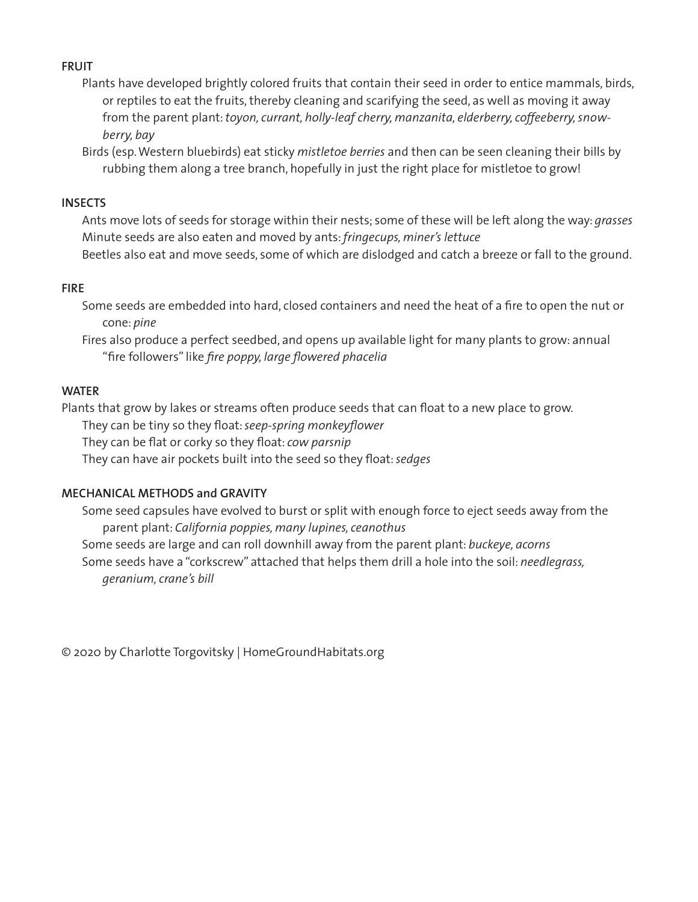**FRUIT**

Plants have developed brightly colored fruits that contain their seed in order to entice mammals, birds, or reptiles to eat the fruits, thereby cleaning and scarifying the seed, as well as moving it away from the parent plant: *toyon, currant, holly-leaf cherry, manzanita, elderberry, coffeeberry, snowberry, bay*

Birds (esp. Western bluebirds) eat sticky *mistletoe berries* and then can be seen cleaning their bills by rubbing them along a tree branch, hopefully in just the right place for mistletoe to grow!

**INSECTS**

Ants move lots of seeds for storage within their nests; some of these will be left along the way: *grasses*

Minute seeds are also eaten and moved by ants: *fringecups, miner's lettuce*

Beetles also eat and move seeds, some of which are dislodged and catch a breeze or fall to the ground.

**FIRE**

Some seeds are embedded into hard, closed containers and need the heat of a fire to open the nut or cone: *pine*

Fires also produce a perfect seedbed, and opens up available light for many plants to grow: annual "fire followers" like *fire poppy, large flowered phacelia*

**WATER**

Plants that grow by lakes or streams often produce seeds that can float to a new place to grow.

They can be tiny so they float: *seep-spring monkeyflower*

They can be flat or corky so they float: *cow parsnip*

They can have air pockets built into the seed so they float: *sedges*

**MECHANICAL METHODS and GRAVITY**

Some seed capsules have evolved to burst or split with enough force to eject seeds away from the parent plant: *California poppies, many lupines, ceanothus*

Some seeds are large and can roll downhill away from the parent plant: *buckeye, acorns*

Some seeds have a "corkscrew" attached that helps them drill a hole into the soil: *needlegrass, geranium, crane's bill*

© 2020 by Charlotte Torgovitsky | HomeGroundHabitats.org